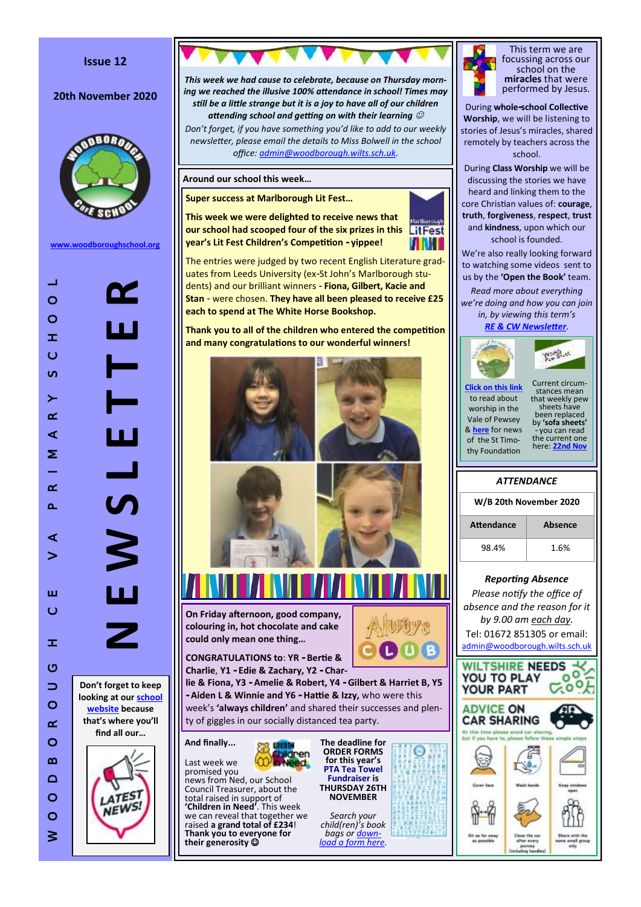Issue 12

20th November 2020

www.woodboroughschool.org

# WOODBOROUGH CE VA PRIMARY SCHOOL NEWSLETTER

Don't forget to keep looking at our school website because that's where you'll find all our…

*This week we had cause to celebrate, because on Thursday morning we reached the illusive 100% attendance in school! Times may still be a little strange but it is a joy to have all of our children attending school and getting on with their learning* ☺

*Don't forget, if you have something you'd like to add to our weekly newsletter, please email the details to Miss Bolwell in the school office: admin@woodborough.wilts.sch.uk.*

## Around our school this week…

### Super success at Marlborough Lit Fest…

**This week we were delighted to receive news that our school had scooped four of the six prizes in this year's Lit Fest Children's Competition - yippee!**

The entries were judged by two recent English Literature graduates from Leeds University (ex-St John's Marlborough students) and our brilliant winners - **Fiona, Gilbert, Kacie and Stan** - were chosen. **They have all been pleased to receive £25 each to spend at The White Horse Bookshop.**

**Thank you to all of the children who entered the competition and many congratulations to our wonderful winners!**

**On Friday afternoon, good company, colouring in, hot chocolate and cake could only mean one thing…**

**CONGRATULATIONS to**: **YR - Bertie & Charlie, Y1 - Edie & Zachary, Y2 - Charlie & Fiona, Y3 - Amelie & Robert, Y4 - Gilbert & Harriet B, Y5 - Aiden L & Winnie and Y6 - Hattie & Izzy,** who were this week's **'always children'** and shared their successes and plenty of giggles in our socially distanced tea party.

**And finally...**

Last week we promised you news from Ned, our School Council Treasurer, about the total raised in support of **'Children in Need'**. This week we can reveal that together we raised **a grand total of £234**! **Thank you to everyone for their generosity** ☺

**The deadline for ORDER FORMS for this year's PTA Tea Towel Fundraiser is THURSDAY 26TH NOVEMBER**

*Search your child(ren)'s book bags or download a form here.*

This term we are focussing across our school on the **miracles** that were performed by Jesus.

During **whole-school Collective Worship**, we will be listening to stories of Jesus's miracles, shared remotely by teachers across the school.

During **Class Worship** we will be discussing the stories we have heard and linking them to the core Christian values of: **courage**, **truth**, **forgiveness**, **respect**, **trust** and **kindness**, upon which our school is founded.

We're also really looking forward to watching some videos sent to us by the **'Open the Book'** team.

*Read more about everything we're doing and how you can join in, by viewing this term's **RE & CW Newsletter**.*

**Click on this link** to read about worship in the Vale of Pewsey & **here** for news of the St Timothy Foundation

Current circumstances mean that weekly pew sheets have been replaced by **'sofa sheets'** - you can read the current one here: **22nd Nov**

### *ATTENDANCE*

| W/B 20th November 2020 | |
|---|---|
| **Attendance** | **Absence** |
| 98.4% | 1.6% |

### *Reporting Absence*

*Please notify the office of absence and the reason for it by 9.00 am each day.*

Tel: 01672 851305 or email: admin@woodborough.wilts.sch.uk

WILTSHIRE NEEDS YOU TO PLAY YOUR PART

ADVICE ON CAR SHARING

At this time please avoid car sharing, but if you have to, please follow these simple steps

- Cover face
- Wash hands
- Keep windows open
- Sit as far away as possible
- Clean the car after every journey (including handles)
- Share with the same small group only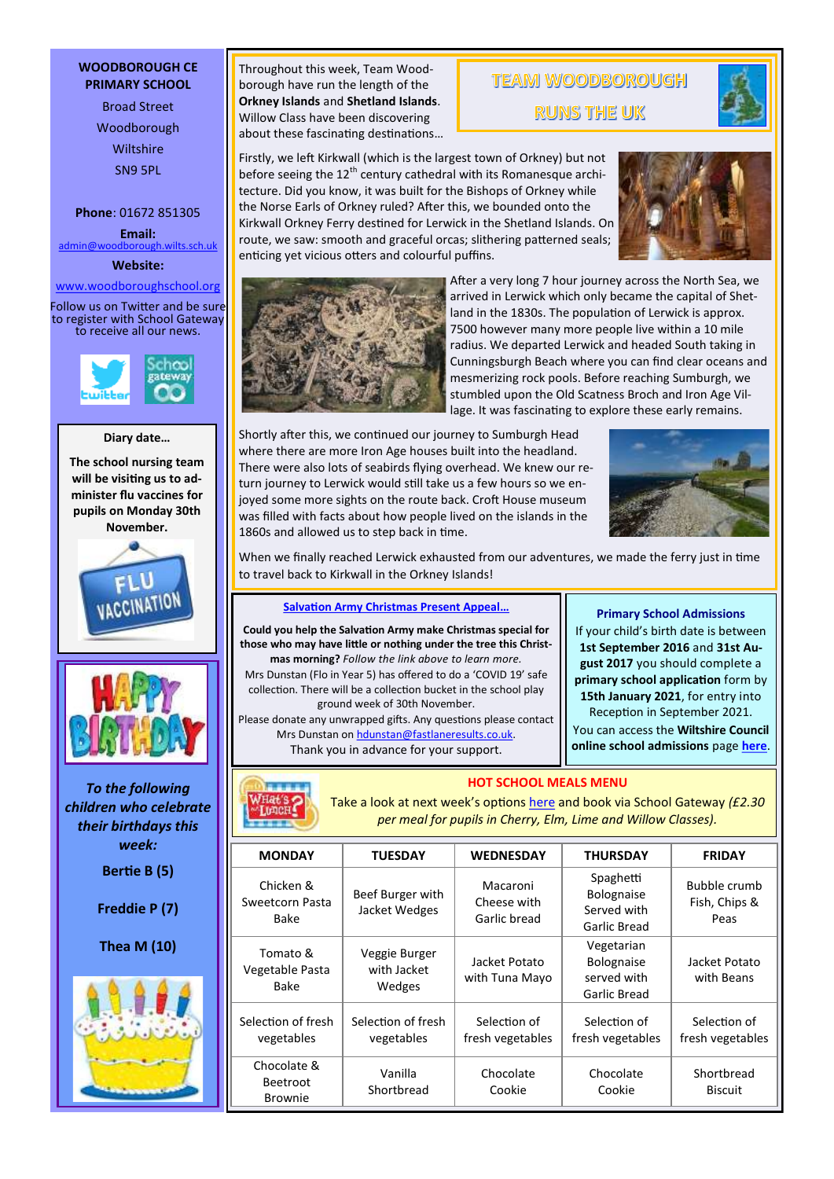**WOODBOROUGH CE PRIMARY SCHOOL**

Broad Street
Woodborough
Wiltshire
SN9 5PL

**Phone**: 01672 851305

**Email:**
admin@woodborough.wilts.sch.uk

**Website:**
www.woodboroughschool.org

Follow us on Twitter and be sure to register with School Gateway to receive all our news.

**Diary date…**

**The school nursing team will be visiting us to administer flu vaccines for pupils on Monday 30th November.**

HAPPY BIRTHDAY

***To the following children who celebrate their birthdays this week:***

**Bertie B (5)**

**Freddie P (7)**

**Thea M (10)**

## TEAM WOODBOROUGH RUNS THE UK

Throughout this week, Team Woodborough have run the length of the **Orkney Islands** and **Shetland Islands**. Willow Class have been discovering about these fascinating destinations…

Firstly, we left Kirkwall (which is the largest town of Orkney) but not before seeing the 12th century cathedral with its Romanesque architecture. Did you know, it was built for the Bishops of Orkney while the Norse Earls of Orkney ruled? After this, we bounded onto the Kirkwall Orkney Ferry destined for Lerwick in the Shetland Islands. On route, we saw: smooth and graceful orcas; slithering patterned seals; enticing yet vicious otters and colourful puffins.

After a very long 7 hour journey across the North Sea, we arrived in Lerwick which only became the capital of Shetland in the 1830s. The population of Lerwick is approx. 7500 however many more people live within a 10 mile radius. We departed Lerwick and headed South taking in Cunningsburgh Beach where you can find clear oceans and mesmerizing rock pools. Before reaching Sumburgh, we stumbled upon the Old Scatness Broch and Iron Age Village. It was fascinating to explore these early remains.

Shortly after this, we continued our journey to Sumburgh Head where there are more Iron Age houses built into the headland. There were also lots of seabirds flying overhead. We knew our return journey to Lerwick would still take us a few hours so we enjoyed some more sights on the route back. Croft House museum was filled with facts about how people lived on the islands in the 1860s and allowed us to step back in time.

When we finally reached Lerwick exhausted from our adventures, we made the ferry just in time to travel back to Kirkwall in the Orkney Islands!

### Salvation Army Christmas Present Appeal…

**Could you help the Salvation Army make Christmas special for those who may have little or nothing under the tree this Christmas morning?** *Follow the link above to learn more.*

Mrs Dunstan (Flo in Year 5) has offered to do a 'COVID 19' safe collection. There will be a collection bucket in the school play ground week of 30th November.

Please donate any unwrapped gifts. Any questions please contact Mrs Dunstan on hdunstan@fastlaneresults.co.uk.

Thank you in advance for your support.

### Primary School Admissions

If your child's birth date is between **1st September 2016** and **31st August 2017** you should complete a **primary school application** form by **15th January 2021**, for entry into Reception in September 2021.

You can access the **Wiltshire Council online school admissions** page **here**.

### HOT SCHOOL MEALS MENU

Take a look at next week's options here and book via School Gateway *(£2.30 per meal for pupils in Cherry, Elm, Lime and Willow Classes).*

| MONDAY | TUESDAY | WEDNESDAY | THURSDAY | FRIDAY |
|---|---|---|---|---|
| Chicken & Sweetcorn Pasta Bake | Beef Burger with Jacket Wedges | Macaroni Cheese with Garlic bread | Spaghetti Bolognaise Served with Garlic Bread | Bubble crumb Fish, Chips & Peas |
| Tomato & Vegetable Pasta Bake | Veggie Burger with Jacket Wedges | Jacket Potato with Tuna Mayo | Vegetarian Bolognaise served with Garlic Bread | Jacket Potato with Beans |
| Selection of fresh vegetables | Selection of fresh vegetables | Selection of fresh vegetables | Selection of fresh vegetables | Selection of fresh vegetables |
| Chocolate & Beetroot Brownie | Vanilla Shortbread | Chocolate Cookie | Chocolate Cookie | Shortbread Biscuit |